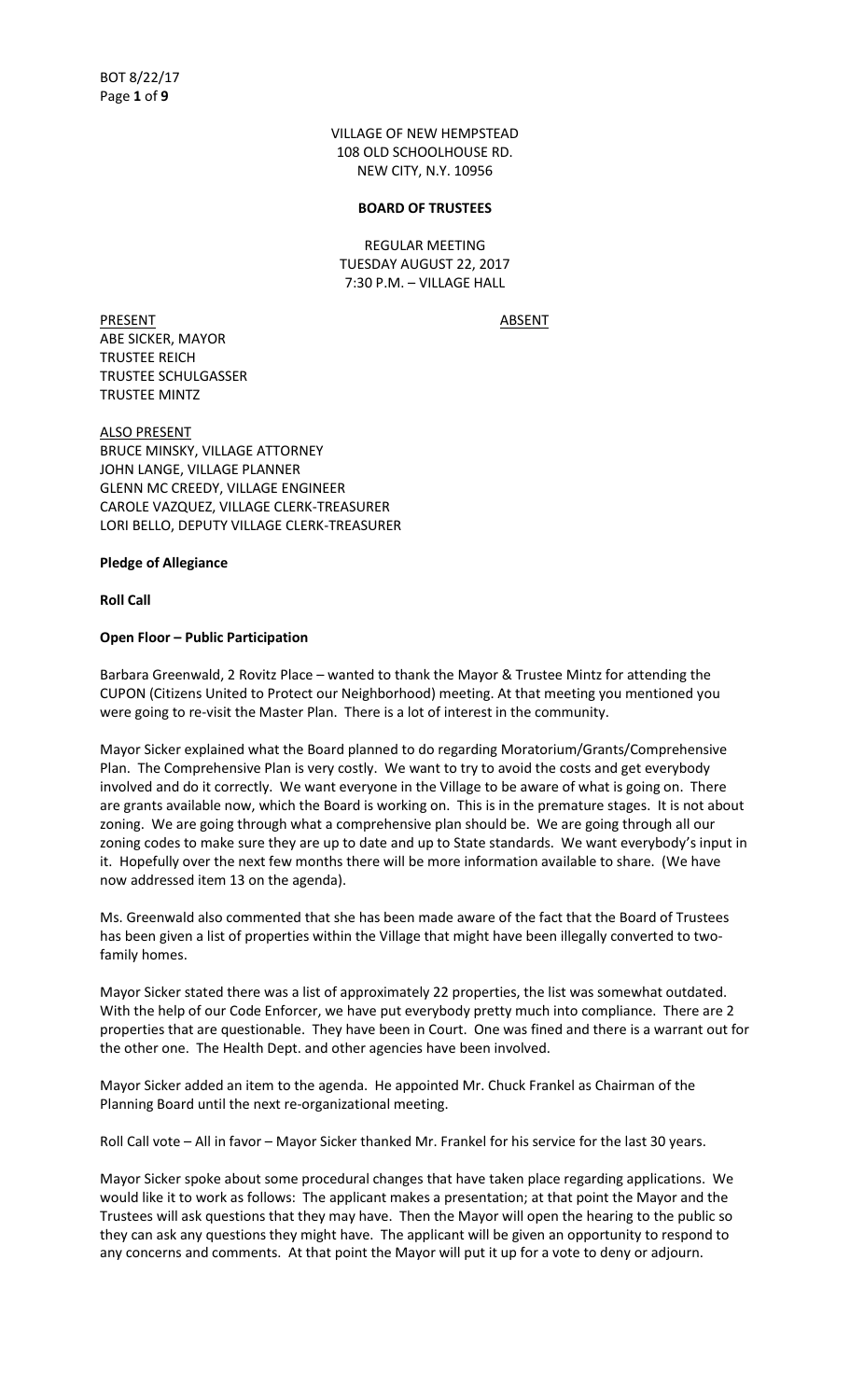VILLAGE OF NEW HEMPSTEAD
108 OLD SCHOOLHOUSE RD.
NEW CITY, N.Y. 10956

**BOARD OF TRUSTEES**

REGULAR MEETING
TUESDAY AUGUST 22, 2017
7:30 P.M. – VILLAGE HALL

| PRESENT | ABSENT |
| --- | --- |
| ABE SICKER, MAYOR | |
| TRUSTEE REICH | |
| TRUSTEE SCHULGASSER | |
| TRUSTEE MINTZ | |

ALSO PRESENT
BRUCE MINSKY, VILLAGE ATTORNEY
JOHN LANGE, VILLAGE PLANNER
GLENN MC CREEDY, VILLAGE ENGINEER
CAROLE VAZQUEZ, VILLAGE CLERK-TREASURER
LORI BELLO, DEPUTY VILLAGE CLERK-TREASURER

**Pledge of Allegiance**

**Roll Call**

**Open Floor – Public Participation**

Barbara Greenwald, 2 Rovitz Place – wanted to thank the Mayor & Trustee Mintz for attending the CUPON (Citizens United to Protect our Neighborhood) meeting. At that meeting you mentioned you were going to re-visit the Master Plan. There is a lot of interest in the community.

Mayor Sicker explained what the Board planned to do regarding Moratorium/Grants/Comprehensive Plan. The Comprehensive Plan is very costly. We want to try to avoid the costs and get everybody involved and do it correctly. We want everyone in the Village to be aware of what is going on. There are grants available now, which the Board is working on. This is in the premature stages. It is not about zoning. We are going through what a comprehensive plan should be. We are going through all our zoning codes to make sure they are up to date and up to State standards. We want everybody's input in it. Hopefully over the next few months there will be more information available to share. (We have now addressed item 13 on the agenda).

Ms. Greenwald also commented that she has been made aware of the fact that the Board of Trustees has been given a list of properties within the Village that might have been illegally converted to two-family homes.

Mayor Sicker stated there was a list of approximately 22 properties, the list was somewhat outdated. With the help of our Code Enforcer, we have put everybody pretty much into compliance. There are 2 properties that are questionable. They have been in Court. One was fined and there is a warrant out for the other one. The Health Dept. and other agencies have been involved.

Mayor Sicker added an item to the agenda. He appointed Mr. Chuck Frankel as Chairman of the Planning Board until the next re-organizational meeting.

Roll Call vote – All in favor – Mayor Sicker thanked Mr. Frankel for his service for the last 30 years.

Mayor Sicker spoke about some procedural changes that have taken place regarding applications. We would like it to work as follows: The applicant makes a presentation; at that point the Mayor and the Trustees will ask questions that they may have. Then the Mayor will open the hearing to the public so they can ask any questions they might have. The applicant will be given an opportunity to respond to any concerns and comments. At that point the Mayor will put it up for a vote to deny or adjourn.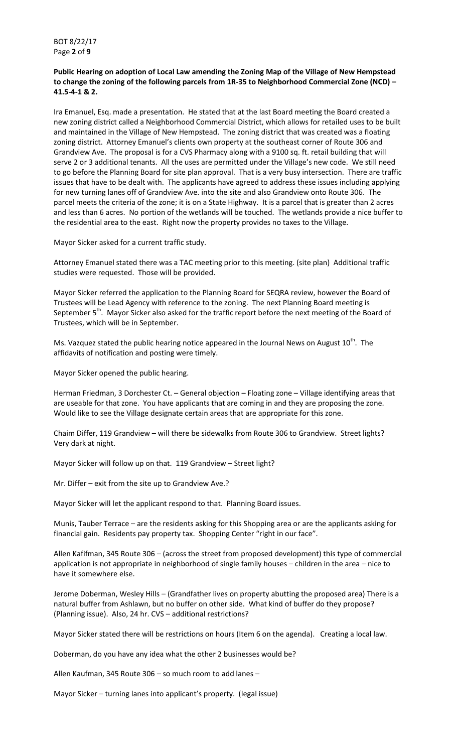**Public Hearing on adoption of Local Law amending the Zoning Map of the Village of New Hempstead to change the zoning of the following parcels from 1R-35 to Neighborhood Commercial Zone (NCD) – 41.5-4-1 & 2.**

Ira Emanuel, Esq. made a presentation. He stated that at the last Board meeting the Board created a new zoning district called a Neighborhood Commercial District, which allows for retailed uses to be built and maintained in the Village of New Hempstead. The zoning district that was created was a floating zoning district. Attorney Emanuel's clients own property at the southeast corner of Route 306 and Grandview Ave. The proposal is for a CVS Pharmacy along with a 9100 sq. ft. retail building that will serve 2 or 3 additional tenants. All the uses are permitted under the Village's new code. We still need to go before the Planning Board for site plan approval. That is a very busy intersection. There are traffic issues that have to be dealt with. The applicants have agreed to address these issues including applying for new turning lanes off of Grandview Ave. into the site and also Grandview onto Route 306. The parcel meets the criteria of the zone; it is on a State Highway. It is a parcel that is greater than 2 acres and less than 6 acres. No portion of the wetlands will be touched. The wetlands provide a nice buffer to the residential area to the east. Right now the property provides no taxes to the Village.

Mayor Sicker asked for a current traffic study.

Attorney Emanuel stated there was a TAC meeting prior to this meeting. (site plan) Additional traffic studies were requested. Those will be provided.

Mayor Sicker referred the application to the Planning Board for SEQRA review, however the Board of Trustees will be Lead Agency with reference to the zoning. The next Planning Board meeting is September 5th. Mayor Sicker also asked for the traffic report before the next meeting of the Board of Trustees, which will be in September.

Ms. Vazquez stated the public hearing notice appeared in the Journal News on August 10th. The affidavits of notification and posting were timely.

Mayor Sicker opened the public hearing.

Herman Friedman, 3 Dorchester Ct. – General objection – Floating zone – Village identifying areas that are useable for that zone. You have applicants that are coming in and they are proposing the zone. Would like to see the Village designate certain areas that are appropriate for this zone.

Chaim Differ, 119 Grandview – will there be sidewalks from Route 306 to Grandview. Street lights? Very dark at night.

Mayor Sicker will follow up on that. 119 Grandview – Street light?

Mr. Differ – exit from the site up to Grandview Ave.?

Mayor Sicker will let the applicant respond to that. Planning Board issues.

Munis, Tauber Terrace – are the residents asking for this Shopping area or are the applicants asking for financial gain. Residents pay property tax. Shopping Center "right in our face".

Allen Kafifman, 345 Route 306 – (across the street from proposed development) this type of commercial application is not appropriate in neighborhood of single family houses – children in the area – nice to have it somewhere else.

Jerome Doberman, Wesley Hills – (Grandfather lives on property abutting the proposed area) There is a natural buffer from Ashlawn, but no buffer on other side. What kind of buffer do they propose? (Planning issue). Also, 24 hr. CVS – additional restrictions?

Mayor Sicker stated there will be restrictions on hours (Item 6 on the agenda). Creating a local law.

Doberman, do you have any idea what the other 2 businesses would be?

Allen Kaufman, 345 Route 306 – so much room to add lanes –

Mayor Sicker – turning lanes into applicant's property. (legal issue)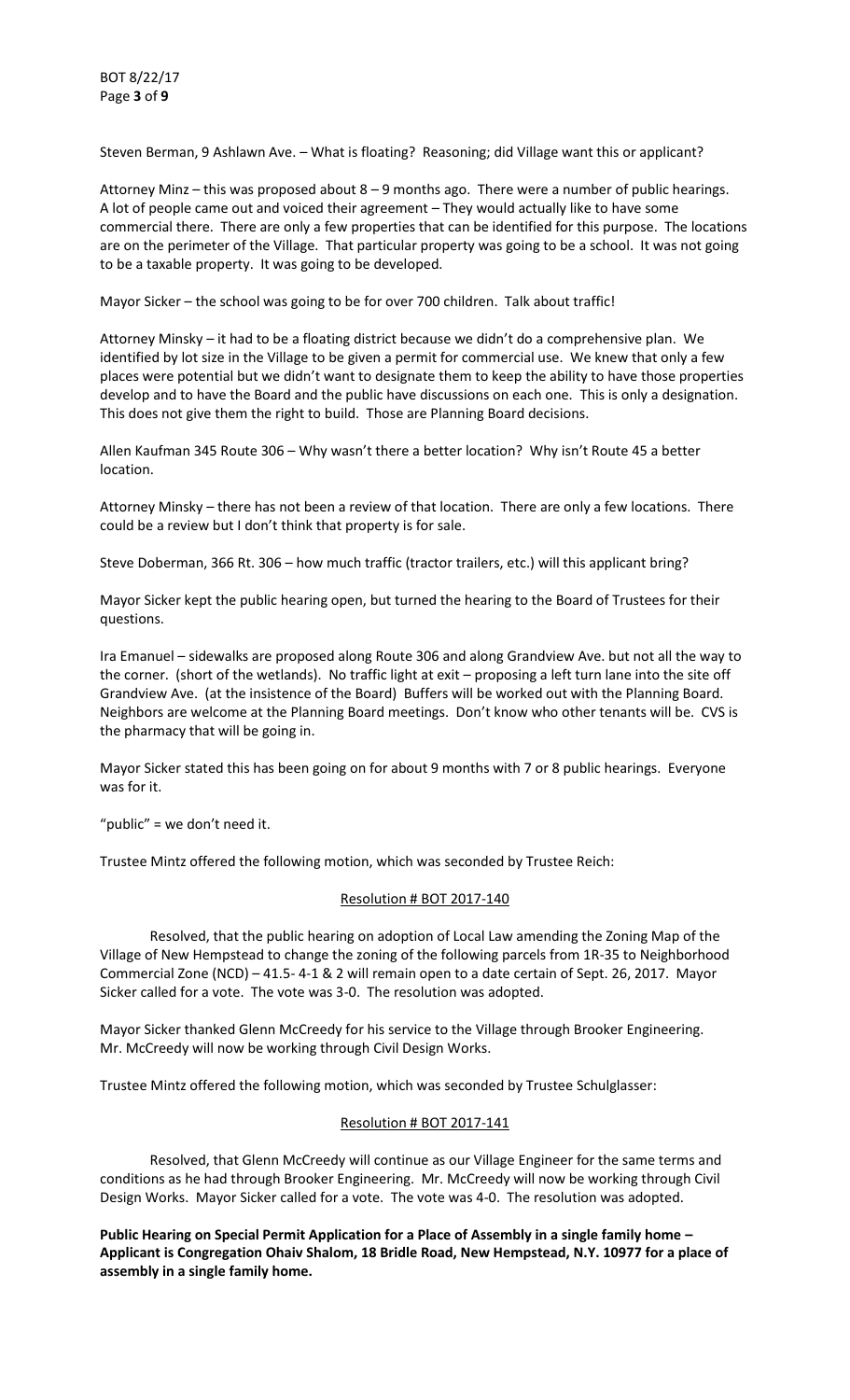Steven Berman, 9 Ashlawn Ave. – What is floating? Reasoning; did Village want this or applicant?

Attorney Minz – this was proposed about 8 – 9 months ago. There were a number of public hearings. A lot of people came out and voiced their agreement – They would actually like to have some commercial there. There are only a few properties that can be identified for this purpose. The locations are on the perimeter of the Village. That particular property was going to be a school. It was not going to be a taxable property. It was going to be developed.

Mayor Sicker – the school was going to be for over 700 children. Talk about traffic!

Attorney Minsky – it had to be a floating district because we didn't do a comprehensive plan. We identified by lot size in the Village to be given a permit for commercial use. We knew that only a few places were potential but we didn't want to designate them to keep the ability to have those properties develop and to have the Board and the public have discussions on each one. This is only a designation. This does not give them the right to build. Those are Planning Board decisions.

Allen Kaufman 345 Route 306 – Why wasn't there a better location? Why isn't Route 45 a better location.

Attorney Minsky – there has not been a review of that location. There are only a few locations. There could be a review but I don't think that property is for sale.

Steve Doberman, 366 Rt. 306 – how much traffic (tractor trailers, etc.) will this applicant bring?

Mayor Sicker kept the public hearing open, but turned the hearing to the Board of Trustees for their questions.

Ira Emanuel – sidewalks are proposed along Route 306 and along Grandview Ave. but not all the way to the corner. (short of the wetlands). No traffic light at exit – proposing a left turn lane into the site off Grandview Ave. (at the insistence of the Board) Buffers will be worked out with the Planning Board. Neighbors are welcome at the Planning Board meetings. Don't know who other tenants will be. CVS is the pharmacy that will be going in.

Mayor Sicker stated this has been going on for about 9 months with 7 or 8 public hearings. Everyone was for it.

"public" = we don't need it.

Trustee Mintz offered the following motion, which was seconded by Trustee Reich:

Resolution # BOT 2017-140

Resolved, that the public hearing on adoption of Local Law amending the Zoning Map of the Village of New Hempstead to change the zoning of the following parcels from 1R-35 to Neighborhood Commercial Zone (NCD) – 41.5- 4-1 & 2 will remain open to a date certain of Sept. 26, 2017. Mayor Sicker called for a vote. The vote was 3-0. The resolution was adopted.

Mayor Sicker thanked Glenn McCreedy for his service to the Village through Brooker Engineering. Mr. McCreedy will now be working through Civil Design Works.

Trustee Mintz offered the following motion, which was seconded by Trustee Schulglasser:

Resolution # BOT 2017-141

Resolved, that Glenn McCreedy will continue as our Village Engineer for the same terms and conditions as he had through Brooker Engineering. Mr. McCreedy will now be working through Civil Design Works. Mayor Sicker called for a vote. The vote was 4-0. The resolution was adopted.

**Public Hearing on Special Permit Application for a Place of Assembly in a single family home – Applicant is Congregation Ohaiv Shalom, 18 Bridle Road, New Hempstead, N.Y. 10977 for a place of assembly in a single family home.**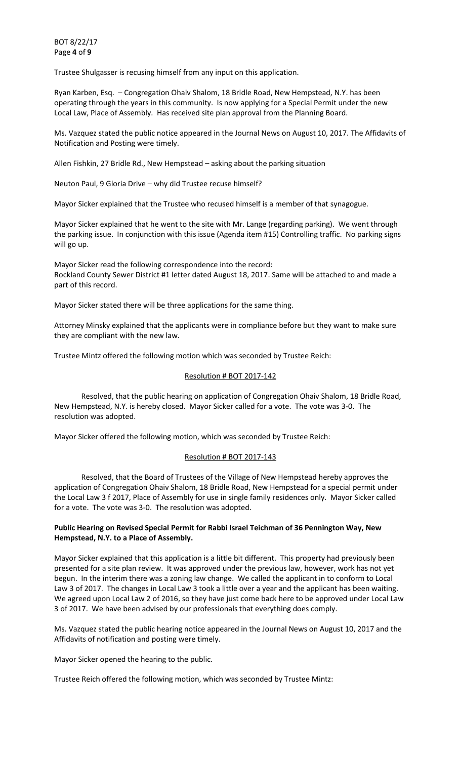Trustee Shulgasser is recusing himself from any input on this application.

Ryan Karben, Esq. – Congregation Ohaiv Shalom, 18 Bridle Road, New Hempstead, N.Y. has been operating through the years in this community. Is now applying for a Special Permit under the new Local Law, Place of Assembly. Has received site plan approval from the Planning Board.

Ms. Vazquez stated the public notice appeared in the Journal News on August 10, 2017. The Affidavits of Notification and Posting were timely.

Allen Fishkin, 27 Bridle Rd., New Hempstead – asking about the parking situation

Neuton Paul, 9 Gloria Drive – why did Trustee recuse himself?

Mayor Sicker explained that the Trustee who recused himself is a member of that synagogue.

Mayor Sicker explained that he went to the site with Mr. Lange (regarding parking). We went through the parking issue. In conjunction with this issue (Agenda item #15) Controlling traffic. No parking signs will go up.

Mayor Sicker read the following correspondence into the record:
Rockland County Sewer District #1 letter dated August 18, 2017. Same will be attached to and made a part of this record.

Mayor Sicker stated there will be three applications for the same thing.

Attorney Minsky explained that the applicants were in compliance before but they want to make sure they are compliant with the new law.

Trustee Mintz offered the following motion which was seconded by Trustee Reich:

Resolution # BOT 2017-142

Resolved, that the public hearing on application of Congregation Ohaiv Shalom, 18 Bridle Road, New Hempstead, N.Y. is hereby closed. Mayor Sicker called for a vote. The vote was 3-0. The resolution was adopted.

Mayor Sicker offered the following motion, which was seconded by Trustee Reich:

Resolution # BOT 2017-143

Resolved, that the Board of Trustees of the Village of New Hempstead hereby approves the application of Congregation Ohaiv Shalom, 18 Bridle Road, New Hempstead for a special permit under the Local Law 3 f 2017, Place of Assembly for use in single family residences only. Mayor Sicker called for a vote. The vote was 3-0. The resolution was adopted.

**Public Hearing on Revised Special Permit for Rabbi Israel Teichman of 36 Pennington Way, New Hempstead, N.Y. to a Place of Assembly.**

Mayor Sicker explained that this application is a little bit different. This property had previously been presented for a site plan review. It was approved under the previous law, however, work has not yet begun. In the interim there was a zoning law change. We called the applicant in to conform to Local Law 3 of 2017. The changes in Local Law 3 took a little over a year and the applicant has been waiting. We agreed upon Local Law 2 of 2016, so they have just come back here to be approved under Local Law 3 of 2017. We have been advised by our professionals that everything does comply.

Ms. Vazquez stated the public hearing notice appeared in the Journal News on August 10, 2017 and the Affidavits of notification and posting were timely.

Mayor Sicker opened the hearing to the public.

Trustee Reich offered the following motion, which was seconded by Trustee Mintz: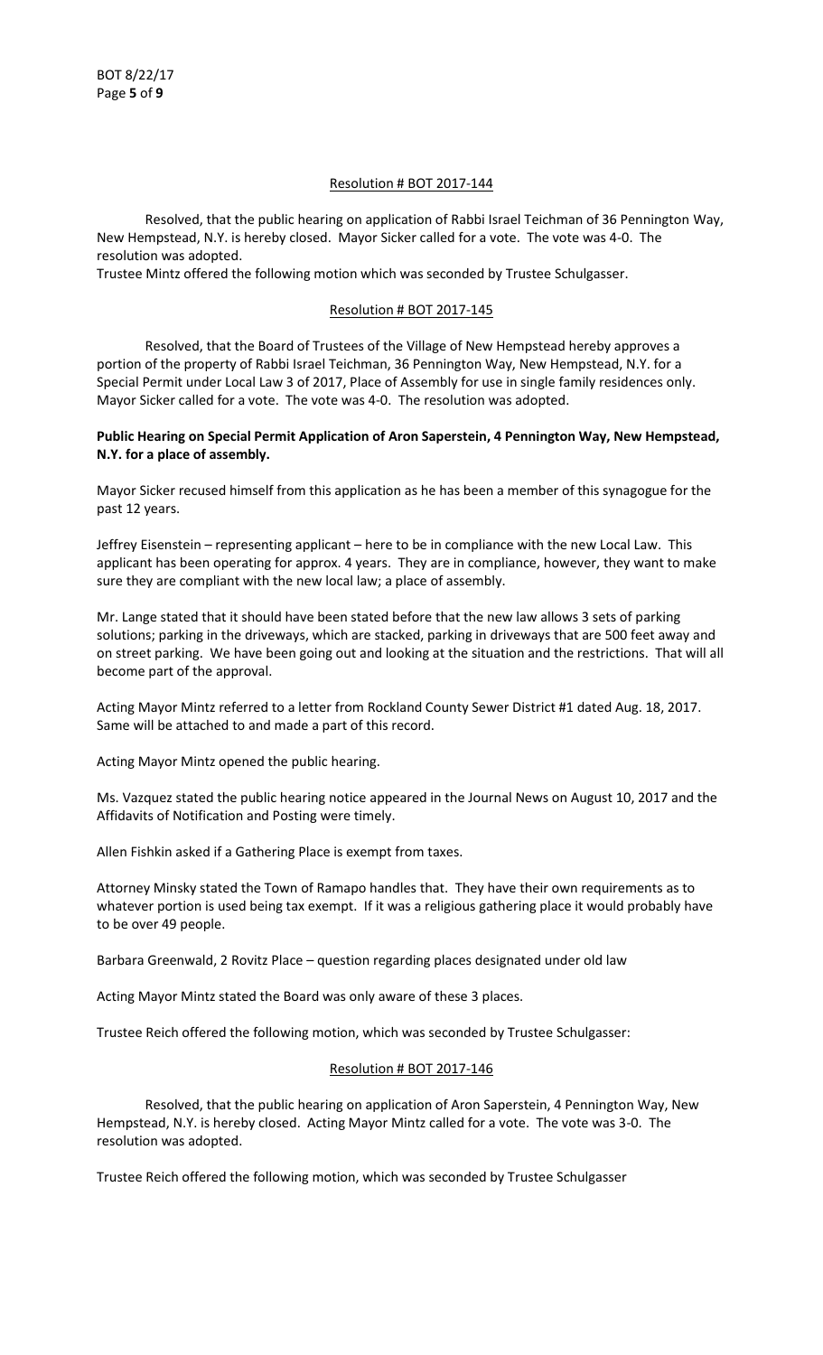Resolution # BOT 2017-144

Resolved, that the public hearing on application of Rabbi Israel Teichman of 36 Pennington Way, New Hempstead, N.Y. is hereby closed. Mayor Sicker called for a vote. The vote was 4-0. The resolution was adopted.

Trustee Mintz offered the following motion which was seconded by Trustee Schulgasser.

Resolution # BOT 2017-145

Resolved, that the Board of Trustees of the Village of New Hempstead hereby approves a portion of the property of Rabbi Israel Teichman, 36 Pennington Way, New Hempstead, N.Y. for a Special Permit under Local Law 3 of 2017, Place of Assembly for use in single family residences only. Mayor Sicker called for a vote. The vote was 4-0. The resolution was adopted.

**Public Hearing on Special Permit Application of Aron Saperstein, 4 Pennington Way, New Hempstead, N.Y. for a place of assembly.**

Mayor Sicker recused himself from this application as he has been a member of this synagogue for the past 12 years.

Jeffrey Eisenstein – representing applicant – here to be in compliance with the new Local Law. This applicant has been operating for approx. 4 years. They are in compliance, however, they want to make sure they are compliant with the new local law; a place of assembly.

Mr. Lange stated that it should have been stated before that the new law allows 3 sets of parking solutions; parking in the driveways, which are stacked, parking in driveways that are 500 feet away and on street parking. We have been going out and looking at the situation and the restrictions. That will all become part of the approval.

Acting Mayor Mintz referred to a letter from Rockland County Sewer District #1 dated Aug. 18, 2017. Same will be attached to and made a part of this record.

Acting Mayor Mintz opened the public hearing.

Ms. Vazquez stated the public hearing notice appeared in the Journal News on August 10, 2017 and the Affidavits of Notification and Posting were timely.

Allen Fishkin asked if a Gathering Place is exempt from taxes.

Attorney Minsky stated the Town of Ramapo handles that. They have their own requirements as to whatever portion is used being tax exempt. If it was a religious gathering place it would probably have to be over 49 people.

Barbara Greenwald, 2 Rovitz Place – question regarding places designated under old law

Acting Mayor Mintz stated the Board was only aware of these 3 places.

Trustee Reich offered the following motion, which was seconded by Trustee Schulgasser:

Resolution # BOT 2017-146

Resolved, that the public hearing on application of Aron Saperstein, 4 Pennington Way, New Hempstead, N.Y. is hereby closed. Acting Mayor Mintz called for a vote. The vote was 3-0. The resolution was adopted.

Trustee Reich offered the following motion, which was seconded by Trustee Schulgasser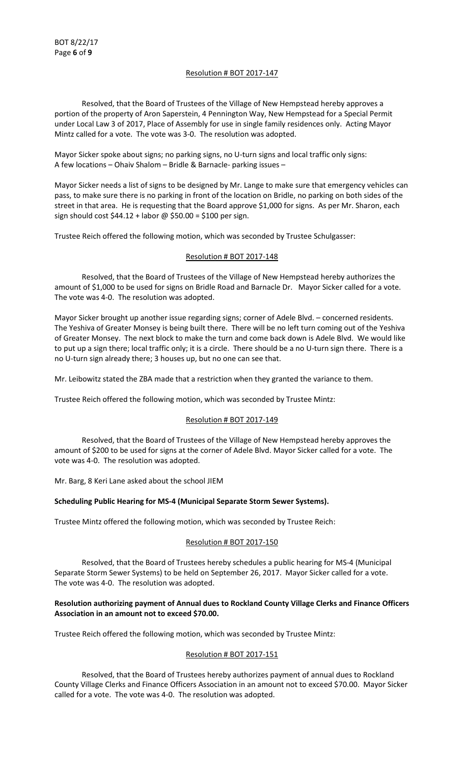Resolution # BOT 2017-147

Resolved, that the Board of Trustees of the Village of New Hempstead hereby approves a portion of the property of Aron Saperstein, 4 Pennington Way, New Hempstead for a Special Permit under Local Law 3 of 2017, Place of Assembly for use in single family residences only. Acting Mayor Mintz called for a vote. The vote was 3-0. The resolution was adopted.

Mayor Sicker spoke about signs; no parking signs, no U-turn signs and local traffic only signs: A few locations – Ohaiv Shalom – Bridle & Barnacle- parking issues –

Mayor Sicker needs a list of signs to be designed by Mr. Lange to make sure that emergency vehicles can pass, to make sure there is no parking in front of the location on Bridle, no parking on both sides of the street in that area. He is requesting that the Board approve $1,000 for signs. As per Mr. Sharon, each sign should cost $44.12 + labor @ $50.00 = $100 per sign.

Trustee Reich offered the following motion, which was seconded by Trustee Schulgasser:

Resolution # BOT 2017-148

Resolved, that the Board of Trustees of the Village of New Hempstead hereby authorizes the amount of $1,000 to be used for signs on Bridle Road and Barnacle Dr. Mayor Sicker called for a vote. The vote was 4-0. The resolution was adopted.

Mayor Sicker brought up another issue regarding signs; corner of Adele Blvd. – concerned residents. The Yeshiva of Greater Monsey is being built there. There will be no left turn coming out of the Yeshiva of Greater Monsey. The next block to make the turn and come back down is Adele Blvd. We would like to put up a sign there; local traffic only; it is a circle. There should be a no U-turn sign there. There is a no U-turn sign already there; 3 houses up, but no one can see that.

Mr. Leibowitz stated the ZBA made that a restriction when they granted the variance to them.

Trustee Reich offered the following motion, which was seconded by Trustee Mintz:

Resolution # BOT 2017-149

Resolved, that the Board of Trustees of the Village of New Hempstead hereby approves the amount of $200 to be used for signs at the corner of Adele Blvd. Mayor Sicker called for a vote. The vote was 4-0. The resolution was adopted.

Mr. Barg, 8 Keri Lane asked about the school JIEM

**Scheduling Public Hearing for MS-4 (Municipal Separate Storm Sewer Systems).**

Trustee Mintz offered the following motion, which was seconded by Trustee Reich:

Resolution # BOT 2017-150

Resolved, that the Board of Trustees hereby schedules a public hearing for MS-4 (Municipal Separate Storm Sewer Systems) to be held on September 26, 2017. Mayor Sicker called for a vote. The vote was 4-0. The resolution was adopted.

**Resolution authorizing payment of Annual dues to Rockland County Village Clerks and Finance Officers Association in an amount not to exceed $70.00.**

Trustee Reich offered the following motion, which was seconded by Trustee Mintz:

Resolution # BOT 2017-151

Resolved, that the Board of Trustees hereby authorizes payment of annual dues to Rockland County Village Clerks and Finance Officers Association in an amount not to exceed $70.00. Mayor Sicker called for a vote. The vote was 4-0. The resolution was adopted.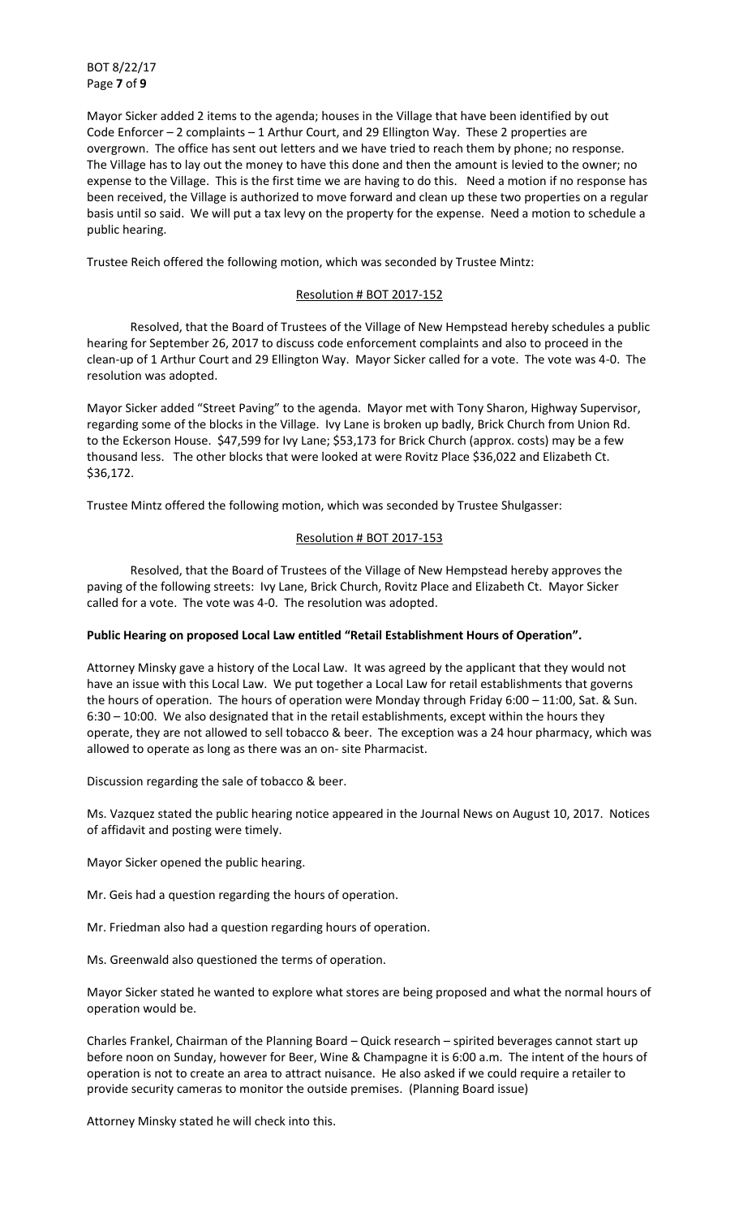Mayor Sicker added 2 items to the agenda; houses in the Village that have been identified by out Code Enforcer – 2 complaints – 1 Arthur Court, and 29 Ellington Way. These 2 properties are overgrown. The office has sent out letters and we have tried to reach them by phone; no response. The Village has to lay out the money to have this done and then the amount is levied to the owner; no expense to the Village. This is the first time we are having to do this. Need a motion if no response has been received, the Village is authorized to move forward and clean up these two properties on a regular basis until so said. We will put a tax levy on the property for the expense. Need a motion to schedule a public hearing.

Trustee Reich offered the following motion, which was seconded by Trustee Mintz:

Resolution # BOT 2017-152

Resolved, that the Board of Trustees of the Village of New Hempstead hereby schedules a public hearing for September 26, 2017 to discuss code enforcement complaints and also to proceed in the clean-up of 1 Arthur Court and 29 Ellington Way. Mayor Sicker called for a vote. The vote was 4-0. The resolution was adopted.

Mayor Sicker added "Street Paving" to the agenda. Mayor met with Tony Sharon, Highway Supervisor, regarding some of the blocks in the Village. Ivy Lane is broken up badly, Brick Church from Union Rd. to the Eckerson House. $47,599 for Ivy Lane; $53,173 for Brick Church (approx. costs) may be a few thousand less. The other blocks that were looked at were Rovitz Place $36,022 and Elizabeth Ct. $36,172.

Trustee Mintz offered the following motion, which was seconded by Trustee Shulgasser:

Resolution # BOT 2017-153

Resolved, that the Board of Trustees of the Village of New Hempstead hereby approves the paving of the following streets: Ivy Lane, Brick Church, Rovitz Place and Elizabeth Ct. Mayor Sicker called for a vote. The vote was 4-0. The resolution was adopted.

**Public Hearing on proposed Local Law entitled "Retail Establishment Hours of Operation".**

Attorney Minsky gave a history of the Local Law. It was agreed by the applicant that they would not have an issue with this Local Law. We put together a Local Law for retail establishments that governs the hours of operation. The hours of operation were Monday through Friday 6:00 – 11:00, Sat. & Sun. 6:30 – 10:00. We also designated that in the retail establishments, except within the hours they operate, they are not allowed to sell tobacco & beer. The exception was a 24 hour pharmacy, which was allowed to operate as long as there was an on- site Pharmacist.

Discussion regarding the sale of tobacco & beer.

Ms. Vazquez stated the public hearing notice appeared in the Journal News on August 10, 2017. Notices of affidavit and posting were timely.

Mayor Sicker opened the public hearing.

Mr. Geis had a question regarding the hours of operation.

Mr. Friedman also had a question regarding hours of operation.

Ms. Greenwald also questioned the terms of operation.

Mayor Sicker stated he wanted to explore what stores are being proposed and what the normal hours of operation would be.

Charles Frankel, Chairman of the Planning Board – Quick research – spirited beverages cannot start up before noon on Sunday, however for Beer, Wine & Champagne it is 6:00 a.m. The intent of the hours of operation is not to create an area to attract nuisance. He also asked if we could require a retailer to provide security cameras to monitor the outside premises. (Planning Board issue)

Attorney Minsky stated he will check into this.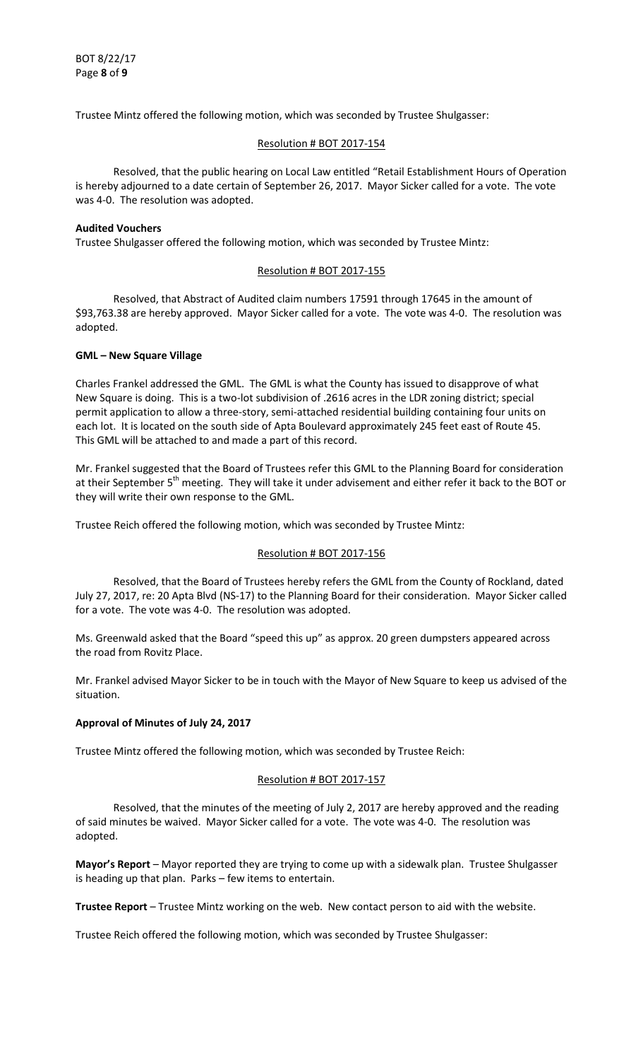Trustee Mintz offered the following motion, which was seconded by Trustee Shulgasser:

Resolution # BOT 2017-154

Resolved, that the public hearing on Local Law entitled "Retail Establishment Hours of Operation is hereby adjourned to a date certain of September 26, 2017. Mayor Sicker called for a vote. The vote was 4-0. The resolution was adopted.

**Audited Vouchers**

Trustee Shulgasser offered the following motion, which was seconded by Trustee Mintz:

Resolution # BOT 2017-155

Resolved, that Abstract of Audited claim numbers 17591 through 17645 in the amount of $93,763.38 are hereby approved. Mayor Sicker called for a vote. The vote was 4-0. The resolution was adopted.

**GML – New Square Village**

Charles Frankel addressed the GML. The GML is what the County has issued to disapprove of what New Square is doing. This is a two-lot subdivision of .2616 acres in the LDR zoning district; special permit application to allow a three-story, semi-attached residential building containing four units on each lot. It is located on the south side of Apta Boulevard approximately 245 feet east of Route 45. This GML will be attached to and made a part of this record.

Mr. Frankel suggested that the Board of Trustees refer this GML to the Planning Board for consideration at their September 5th meeting. They will take it under advisement and either refer it back to the BOT or they will write their own response to the GML.

Trustee Reich offered the following motion, which was seconded by Trustee Mintz:

Resolution # BOT 2017-156

Resolved, that the Board of Trustees hereby refers the GML from the County of Rockland, dated July 27, 2017, re: 20 Apta Blvd (NS-17) to the Planning Board for their consideration. Mayor Sicker called for a vote. The vote was 4-0. The resolution was adopted.

Ms. Greenwald asked that the Board "speed this up" as approx. 20 green dumpsters appeared across the road from Rovitz Place.

Mr. Frankel advised Mayor Sicker to be in touch with the Mayor of New Square to keep us advised of the situation.

**Approval of Minutes of July 24, 2017**

Trustee Mintz offered the following motion, which was seconded by Trustee Reich:

Resolution # BOT 2017-157

Resolved, that the minutes of the meeting of July 2, 2017 are hereby approved and the reading of said minutes be waived. Mayor Sicker called for a vote. The vote was 4-0. The resolution was adopted.

**Mayor's Report** – Mayor reported they are trying to come up with a sidewalk plan. Trustee Shulgasser is heading up that plan. Parks – few items to entertain.

**Trustee Report** – Trustee Mintz working on the web. New contact person to aid with the website.

Trustee Reich offered the following motion, which was seconded by Trustee Shulgasser: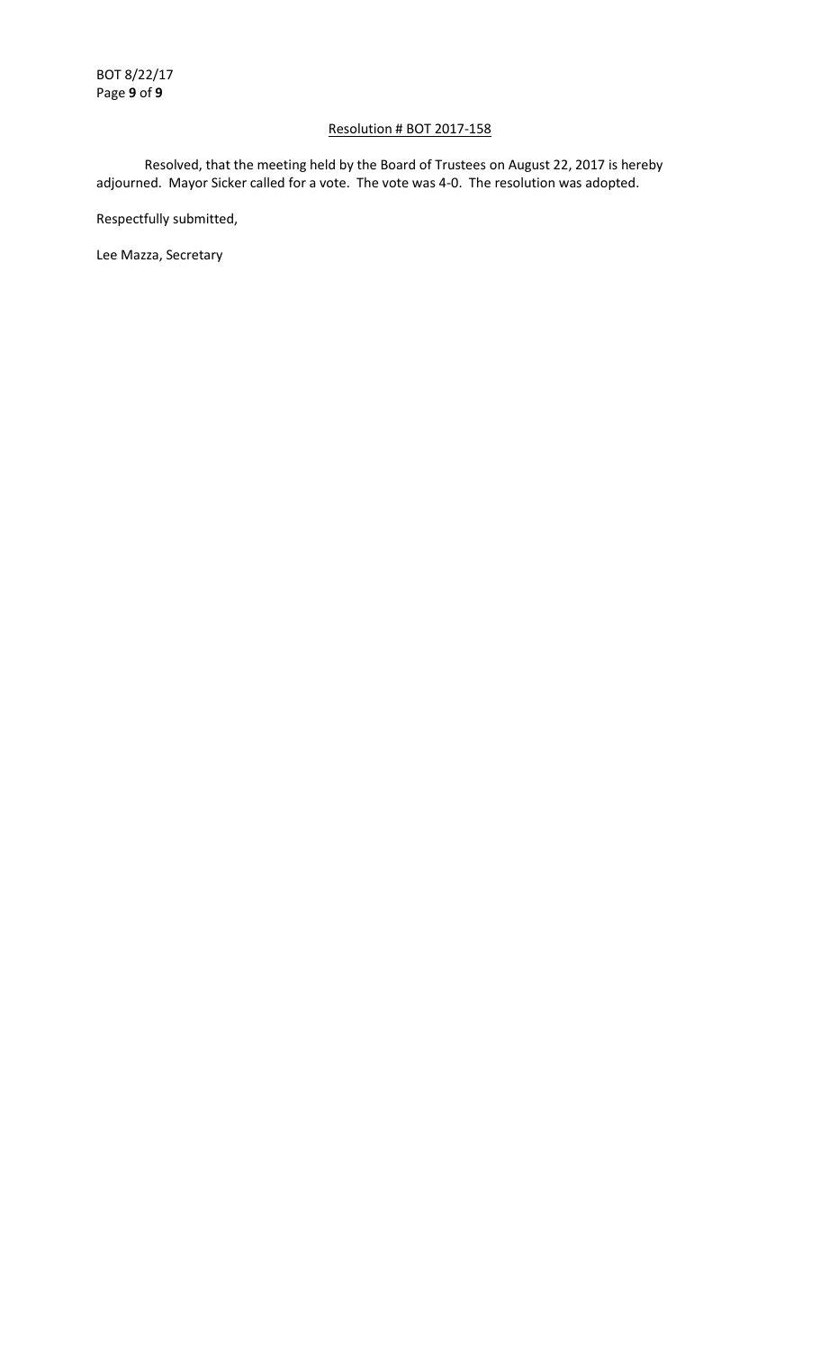<u>Resolution # BOT 2017-158</u>

Resolved, that the meeting held by the Board of Trustees on August 22, 2017 is hereby adjourned. Mayor Sicker called for a vote. The vote was 4-0. The resolution was adopted.

Respectfully submitted,

Lee Mazza, Secretary